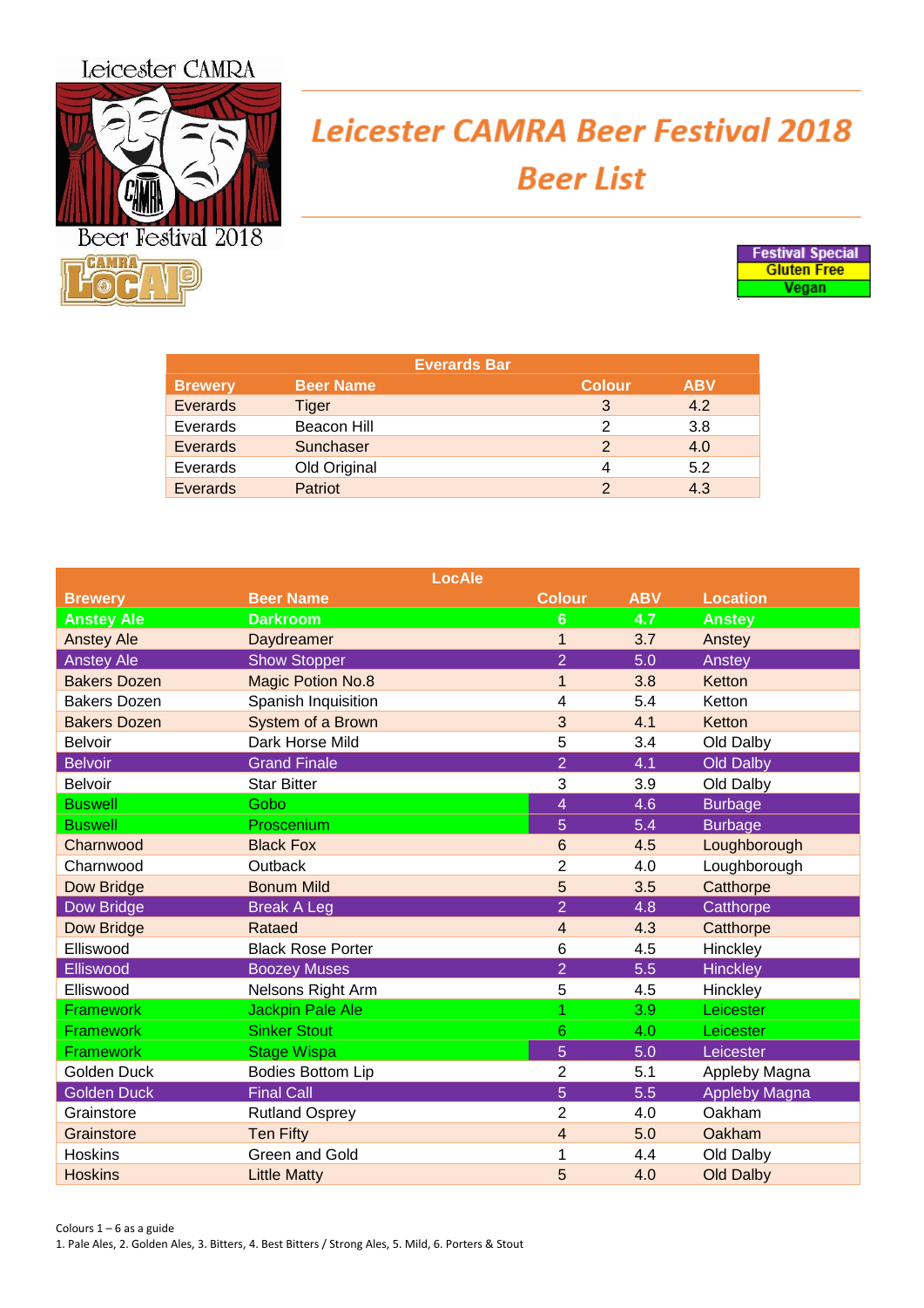Leicester CAMRA

Beer Festival 2018

# Leicester CAMRA Beer Festival 2018
## Beer List

Festival Special
Gluten Free
Vegan

| Everards Bar | | | |
|---|---|---|---|
| **Brewery** | **Beer Name** | **Colour** | **ABV** |
| Everards | Tiger | 3 | 4.2 |
| Everards | Beacon Hill | 2 | 3.8 |
| Everards | Sunchaser | 2 | 4.0 |
| Everards | Old Original | 4 | 5.2 |
| Everards | Patriot | 2 | 4.3 |

| LocAle | | | | |
|---|---|---|---|---|
| **Brewery** | **Beer Name** | **Colour** | **ABV** | **Location** |
| **Anstey Ale** | **Darkroom** | **6** | **4.7** | **Anstey** |
| Anstey Ale | Daydreamer | 1 | 3.7 | Anstey |
| Anstey Ale | Show Stopper | 2 | 5.0 | Anstey |
| Bakers Dozen | Magic Potion No.8 | 1 | 3.8 | Ketton |
| Bakers Dozen | Spanish Inquisition | 4 | 5.4 | Ketton |
| Bakers Dozen | System of a Brown | 3 | 4.1 | Ketton |
| Belvoir | Dark Horse Mild | 5 | 3.4 | Old Dalby |
| Belvoir | Grand Finale | 2 | 4.1 | Old Dalby |
| Belvoir | Star Bitter | 3 | 3.9 | Old Dalby |
| Buswell | Gobo | 4 | 4.6 | Burbage |
| Buswell | Proscenium | 5 | 5.4 | Burbage |
| Charnwood | Black Fox | 6 | 4.5 | Loughborough |
| Charnwood | Outback | 2 | 4.0 | Loughborough |
| Dow Bridge | Bonum Mild | 5 | 3.5 | Catthorpe |
| Dow Bridge | Break A Leg | 2 | 4.8 | Catthorpe |
| Dow Bridge | Rataed | 4 | 4.3 | Catthorpe |
| Elliswood | Black Rose Porter | 6 | 4.5 | Hinckley |
| Elliswood | Boozey Muses | 2 | 5.5 | Hinckley |
| Elliswood | Nelsons Right Arm | 5 | 4.5 | Hinckley |
| Framework | Jackpin Pale Ale | 1 | 3.9 | Leicester |
| Framework | Sinker Stout | 6 | 4.0 | Leicester |
| Framework | Stage Wispa | 5 | 5.0 | Leicester |
| Golden Duck | Bodies Bottom Lip | 2 | 5.1 | Appleby Magna |
| Golden Duck | Final Call | 5 | 5.5 | Appleby Magna |
| Grainstore | Rutland Osprey | 2 | 4.0 | Oakham |
| Grainstore | Ten Fifty | 4 | 5.0 | Oakham |
| Hoskins | Green and Gold | 1 | 4.4 | Old Dalby |
| Hoskins | Little Matty | 5 | 4.0 | Old Dalby |

Colours 1 – 6 as a guide
1. Pale Ales, 2. Golden Ales, 3. Bitters, 4. Best Bitters / Strong Ales, 5. Mild, 6. Porters & Stout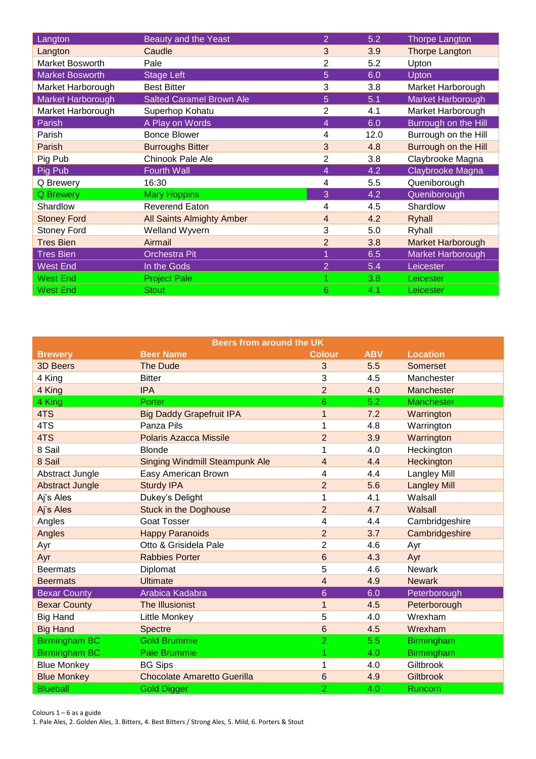| | | | | |
|---|---|---|---|---|
| Langton | Beauty and the Yeast | 2 | 5.2 | Thorpe Langton |
| Langton | Caudle | 3 | 3.9 | Thorpe Langton |
| Market Bosworth | Pale | 2 | 5.2 | Upton |
| Market Bosworth | Stage Left | 5 | 6.0 | Upton |
| Market Harborough | Best Bitter | 3 | 3.8 | Market Harborough |
| Market Harborough | Salted Caramel Brown Ale | 5 | 5.1 | Market Harborough |
| Market Harborough | Superhop Kohatu | 2 | 4.1 | Market Harborough |
| Parish | A Play on Words | 4 | 6.0 | Burrough on the Hill |
| Parish | Bonce Blower | 4 | 12.0 | Burrough on the Hill |
| Parish | Burroughs Bitter | 3 | 4.8 | Burrough on the Hill |
| Pig Pub | Chinook Pale Ale | 2 | 3.8 | Claybrooke Magna |
| Pig Pub | Fourth Wall | 4 | 4.2 | Claybrooke Magna |
| Q Brewery | 16:30 | 4 | 5.5 | Queniborough |
| Q Brewery | Mary Hoppins | 3 | 4.2 | Queniborough |
| Shardlow | Reverend Eaton | 4 | 4.5 | Shardlow |
| Stoney Ford | All Saints Almighty Amber | 4 | 4.2 | Ryhall |
| Stoney Ford | Welland Wyvern | 3 | 5.0 | Ryhall |
| Tres Bien | Airmail | 2 | 3.8 | Market Harborough |
| Tres Bien | Orchestra Pit | 1 | 6.5 | Market Harborough |
| West End | In the Gods | 2 | 5.4 | Leicester |
| West End | Project Pale | 1 | 3.8 | Leicester |
| West End | Stout | 6 | 4.1 | Leicester |

| Beers from around the UK | | | | |
|---|---|---|---|---|
| **Brewery** | **Beer Name** | **Colour** | **ABV** | **Location** |
| 3D Beers | The Dude | 3 | 5.5 | Somerset |
| 4 King | Bitter | 3 | 4.5 | Manchester |
| 4 King | IPA | 2 | 4.0 | Manchester |
| 4 King | Porter | 6 | 5.2 | Manchester |
| 4TS | Big Daddy Grapefruit IPA | 1 | 7.2 | Warrington |
| 4TS | Panza Pils | 1 | 4.8 | Warrington |
| 4TS | Polaris Azacca Missile | 2 | 3.9 | Warrington |
| 8 Sail | Blonde | 1 | 4.0 | Heckington |
| 8 Sail | Singing Windmill Steampunk Ale | 4 | 4.4 | Heckington |
| Abstract Jungle | Easy American Brown | 4 | 4.4 | Langley Mill |
| Abstract Jungle | Sturdy IPA | 2 | 5.6 | Langley Mill |
| Aj's Ales | Dukey's Delight | 1 | 4.1 | Walsall |
| Aj's Ales | Stuck in the Doghouse | 2 | 4.7 | Walsall |
| Angles | Goat Tosser | 4 | 4.4 | Cambridgeshire |
| Angles | Happy Paranoids | 2 | 3.7 | Cambridgeshire |
| Ayr | Otto & Grisidela Pale | 2 | 4.6 | Ayr |
| Ayr | Rabbies Porter | 6 | 4.3 | Ayr |
| Beermats | Diplomat | 5 | 4.6 | Newark |
| Beermats | Ultimate | 4 | 4.9 | Newark |
| Bexar County | Arabica Kadabra | 6 | 6.0 | Peterborough |
| Bexar County | The Illusionist | 1 | 4.5 | Peterborough |
| Big Hand | Little Monkey | 5 | 4.0 | Wrexham |
| Big Hand | Spectre | 6 | 4.5 | Wrexham |
| Birmingham BC | Gold Brummie | 2 | 5.5 | Birmingham |
| Birmingham BC | Pale Brummie | 1 | 4.0 | Birmingham |
| Blue Monkey | BG Sips | 1 | 4.0 | Giltbrook |
| Blue Monkey | Chocolate Amaretto Guerilla | 6 | 4.9 | Giltbrook |
| Blueball | Gold Digger | 2 | 4.0 | Runcorn |

Colours 1 – 6 as a guide
1. Pale Ales, 2. Golden Ales, 3. Bitters, 4. Best Bitters / Strong Ales, 5. Mild, 6. Porters & Stout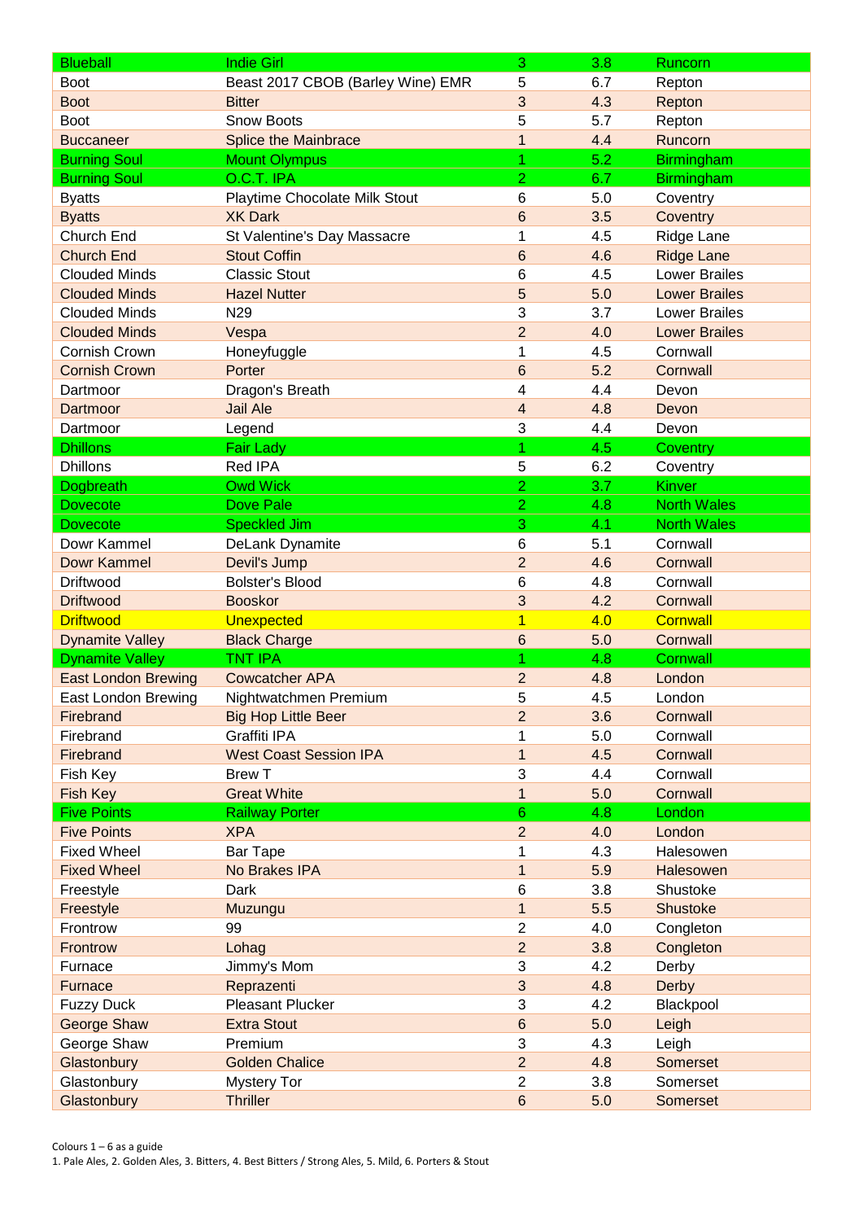| | | | | |
|---|---|---|---|---|
| Blueball | Indie Girl | 3 | 3.8 | Runcorn |
| Boot | Beast 2017 CBOB (Barley Wine) EMR | 5 | 6.7 | Repton |
| Boot | Bitter | 3 | 4.3 | Repton |
| Boot | Snow Boots | 5 | 5.7 | Repton |
| Buccaneer | Splice the Mainbrace | 1 | 4.4 | Runcorn |
| Burning Soul | Mount Olympus | 1 | 5.2 | Birmingham |
| Burning Soul | O.C.T. IPA | 2 | 6.7 | Birmingham |
| Byatts | Playtime Chocolate Milk Stout | 6 | 5.0 | Coventry |
| Byatts | XK Dark | 6 | 3.5 | Coventry |
| Church End | St Valentine's Day Massacre | 1 | 4.5 | Ridge Lane |
| Church End | Stout Coffin | 6 | 4.6 | Ridge Lane |
| Clouded Minds | Classic Stout | 6 | 4.5 | Lower Brailes |
| Clouded Minds | Hazel Nutter | 5 | 5.0 | Lower Brailes |
| Clouded Minds | N29 | 3 | 3.7 | Lower Brailes |
| Clouded Minds | Vespa | 2 | 4.0 | Lower Brailes |
| Cornish Crown | Honeyfuggle | 1 | 4.5 | Cornwall |
| Cornish Crown | Porter | 6 | 5.2 | Cornwall |
| Dartmoor | Dragon's Breath | 4 | 4.4 | Devon |
| Dartmoor | Jail Ale | 4 | 4.8 | Devon |
| Dartmoor | Legend | 3 | 4.4 | Devon |
| Dhillons | Fair Lady | 1 | 4.5 | Coventry |
| Dhillons | Red IPA | 5 | 6.2 | Coventry |
| Dogbreath | Owd Wick | 2 | 3.7 | Kinver |
| Dovecote | Dove Pale | 2 | 4.8 | North Wales |
| Dovecote | Speckled Jim | 3 | 4.1 | North Wales |
| Dowr Kammel | DeLank Dynamite | 6 | 5.1 | Cornwall |
| Dowr Kammel | Devil's Jump | 2 | 4.6 | Cornwall |
| Driftwood | Bolster's Blood | 6 | 4.8 | Cornwall |
| Driftwood | Booskor | 3 | 4.2 | Cornwall |
| Driftwood | Unexpected | 1 | 4.0 | Cornwall |
| Dynamite Valley | Black Charge | 6 | 5.0 | Cornwall |
| Dynamite Valley | TNT IPA | 1 | 4.8 | Cornwall |
| East London Brewing | Cowcatcher APA | 2 | 4.8 | London |
| East London Brewing | Nightwatchmen Premium | 5 | 4.5 | London |
| Firebrand | Big Hop Little Beer | 2 | 3.6 | Cornwall |
| Firebrand | Graffiti IPA | 1 | 5.0 | Cornwall |
| Firebrand | West Coast Session IPA | 1 | 4.5 | Cornwall |
| Fish Key | Brew T | 3 | 4.4 | Cornwall |
| Fish Key | Great White | 1 | 5.0 | Cornwall |
| Five Points | Railway Porter | 6 | 4.8 | London |
| Five Points | XPA | 2 | 4.0 | London |
| Fixed Wheel | Bar Tape | 1 | 4.3 | Halesowen |
| Fixed Wheel | No Brakes IPA | 1 | 5.9 | Halesowen |
| Freestyle | Dark | 6 | 3.8 | Shustoke |
| Freestyle | Muzungu | 1 | 5.5 | Shustoke |
| Frontrow | 99 | 2 | 4.0 | Congleton |
| Frontrow | Lohag | 2 | 3.8 | Congleton |
| Furnace | Jimmy's Mom | 3 | 4.2 | Derby |
| Furnace | Reprazenti | 3 | 4.8 | Derby |
| Fuzzy Duck | Pleasant Plucker | 3 | 4.2 | Blackpool |
| George Shaw | Extra Stout | 6 | 5.0 | Leigh |
| George Shaw | Premium | 3 | 4.3 | Leigh |
| Glastonbury | Golden Chalice | 2 | 4.8 | Somerset |
| Glastonbury | Mystery Tor | 2 | 3.8 | Somerset |
| Glastonbury | Thriller | 6 | 5.0 | Somerset |

Colours 1 – 6 as a guide
1. Pale Ales, 2. Golden Ales, 3. Bitters, 4. Best Bitters / Strong Ales, 5. Mild, 6. Porters & Stout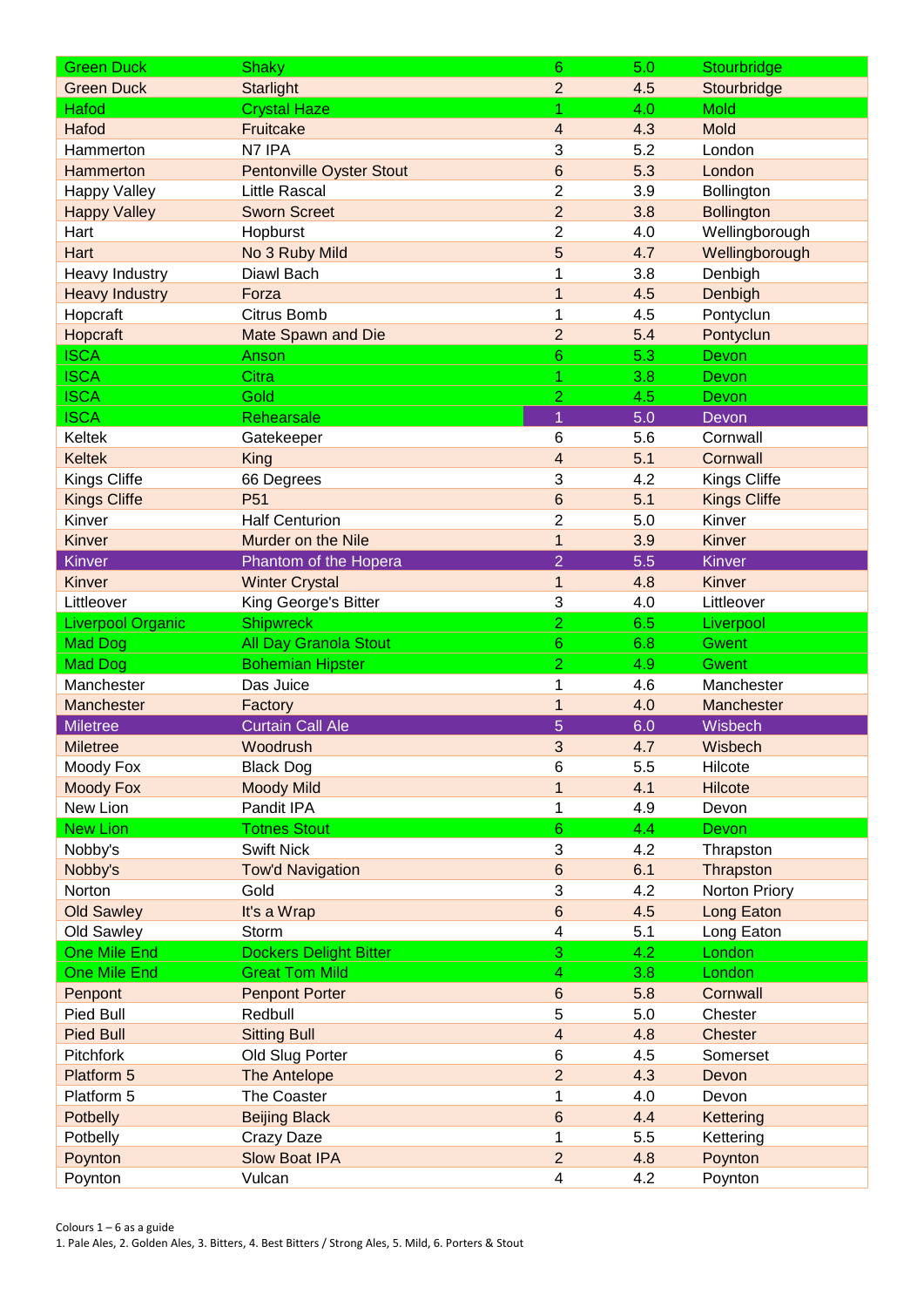| | | | | |
|---|---|---|---|---|
| Green Duck | Shaky | 6 | 5.0 | Stourbridge |
| Green Duck | Starlight | 2 | 4.5 | Stourbridge |
| Hafod | Crystal Haze | 1 | 4.0 | Mold |
| Hafod | Fruitcake | 4 | 4.3 | Mold |
| Hammerton | N7 IPA | 3 | 5.2 | London |
| Hammerton | Pentonville Oyster Stout | 6 | 5.3 | London |
| Happy Valley | Little Rascal | 2 | 3.9 | Bollington |
| Happy Valley | Sworn Screet | 2 | 3.8 | Bollington |
| Hart | Hopburst | 2 | 4.0 | Wellingborough |
| Hart | No 3 Ruby Mild | 5 | 4.7 | Wellingborough |
| Heavy Industry | Diawl Bach | 1 | 3.8 | Denbigh |
| Heavy Industry | Forza | 1 | 4.5 | Denbigh |
| Hopcraft | Citrus Bomb | 1 | 4.5 | Pontyclun |
| Hopcraft | Mate Spawn and Die | 2 | 5.4 | Pontyclun |
| ISCA | Anson | 6 | 5.3 | Devon |
| ISCA | Citra | 1 | 3.8 | Devon |
| ISCA | Gold | 2 | 4.5 | Devon |
| ISCA | Rehearsale | 1 | 5.0 | Devon |
| Keltek | Gatekeeper | 6 | 5.6 | Cornwall |
| Keltek | King | 4 | 5.1 | Cornwall |
| Kings Cliffe | 66 Degrees | 3 | 4.2 | Kings Cliffe |
| Kings Cliffe | P51 | 6 | 5.1 | Kings Cliffe |
| Kinver | Half Centurion | 2 | 5.0 | Kinver |
| Kinver | Murder on the Nile | 1 | 3.9 | Kinver |
| Kinver | Phantom of the Hopera | 2 | 5.5 | Kinver |
| Kinver | Winter Crystal | 1 | 4.8 | Kinver |
| Littleover | King George's Bitter | 3 | 4.0 | Littleover |
| Liverpool Organic | Shipwreck | 2 | 6.5 | Liverpool |
| Mad Dog | All Day Granola Stout | 6 | 6.8 | Gwent |
| Mad Dog | Bohemian Hipster | 2 | 4.9 | Gwent |
| Manchester | Das Juice | 1 | 4.6 | Manchester |
| Manchester | Factory | 1 | 4.0 | Manchester |
| Miletree | Curtain Call Ale | 5 | 6.0 | Wisbech |
| Miletree | Woodrush | 3 | 4.7 | Wisbech |
| Moody Fox | Black Dog | 6 | 5.5 | Hilcote |
| Moody Fox | Moody Mild | 1 | 4.1 | Hilcote |
| New Lion | Pandit IPA | 1 | 4.9 | Devon |
| New Lion | Totnes Stout | 6 | 4.4 | Devon |
| Nobby's | Swift Nick | 3 | 4.2 | Thrapston |
| Nobby's | Tow'd Navigation | 6 | 6.1 | Thrapston |
| Norton | Gold | 3 | 4.2 | Norton Priory |
| Old Sawley | It's a Wrap | 6 | 4.5 | Long Eaton |
| Old Sawley | Storm | 4 | 5.1 | Long Eaton |
| One Mile End | Dockers Delight Bitter | 3 | 4.2 | London |
| One Mile End | Great Tom Mild | 4 | 3.8 | London |
| Penpont | Penpont Porter | 6 | 5.8 | Cornwall |
| Pied Bull | Redbull | 5 | 5.0 | Chester |
| Pied Bull | Sitting Bull | 4 | 4.8 | Chester |
| Pitchfork | Old Slug Porter | 6 | 4.5 | Somerset |
| Platform 5 | The Antelope | 2 | 4.3 | Devon |
| Platform 5 | The Coaster | 1 | 4.0 | Devon |
| Potbelly | Beijing Black | 6 | 4.4 | Kettering |
| Potbelly | Crazy Daze | 1 | 5.5 | Kettering |
| Poynton | Slow Boat IPA | 2 | 4.8 | Poynton |
| Poynton | Vulcan | 4 | 4.2 | Poynton |

Colours 1 – 6 as a guide
1. Pale Ales, 2. Golden Ales, 3. Bitters, 4. Best Bitters / Strong Ales, 5. Mild, 6. Porters & Stout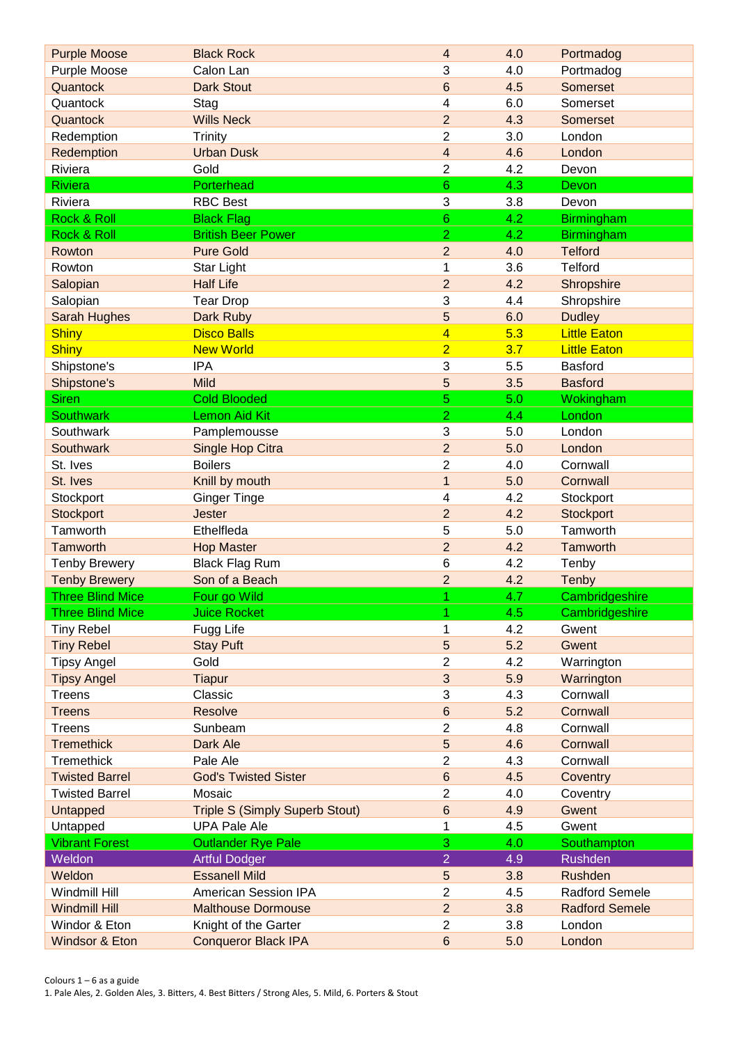| | | | | |
|---|---|---|---|---|
| Purple Moose | Black Rock | 4 | 4.0 | Portmadog |
| Purple Moose | Calon Lan | 3 | 4.0 | Portmadog |
| Quantock | Dark Stout | 6 | 4.5 | Somerset |
| Quantock | Stag | 4 | 6.0 | Somerset |
| Quantock | Wills Neck | 2 | 4.3 | Somerset |
| Redemption | Trinity | 2 | 3.0 | London |
| Redemption | Urban Dusk | 4 | 4.6 | London |
| Riviera | Gold | 2 | 4.2 | Devon |
| Riviera | Porterhead | 6 | 4.3 | Devon |
| Riviera | RBC Best | 3 | 3.8 | Devon |
| Rock & Roll | Black Flag | 6 | 4.2 | Birmingham |
| Rock & Roll | British Beer Power | 2 | 4.2 | Birmingham |
| Rowton | Pure Gold | 2 | 4.0 | Telford |
| Rowton | Star Light | 1 | 3.6 | Telford |
| Salopian | Half Life | 2 | 4.2 | Shropshire |
| Salopian | Tear Drop | 3 | 4.4 | Shropshire |
| Sarah Hughes | Dark Ruby | 5 | 6.0 | Dudley |
| Shiny | Disco Balls | 4 | 5.3 | Little Eaton |
| Shiny | New World | 2 | 3.7 | Little Eaton |
| Shipstone's | IPA | 3 | 5.5 | Basford |
| Shipstone's | Mild | 5 | 3.5 | Basford |
| Siren | Cold Blooded | 5 | 5.0 | Wokingham |
| Southwark | Lemon Aid Kit | 2 | 4.4 | London |
| Southwark | Pamplemousse | 3 | 5.0 | London |
| Southwark | Single Hop Citra | 2 | 5.0 | London |
| St. Ives | Boilers | 2 | 4.0 | Cornwall |
| St. Ives | Knill by mouth | 1 | 5.0 | Cornwall |
| Stockport | Ginger Tinge | 4 | 4.2 | Stockport |
| Stockport | Jester | 2 | 4.2 | Stockport |
| Tamworth | Ethelfleda | 5 | 5.0 | Tamworth |
| Tamworth | Hop Master | 2 | 4.2 | Tamworth |
| Tenby Brewery | Black Flag Rum | 6 | 4.2 | Tenby |
| Tenby Brewery | Son of a Beach | 2 | 4.2 | Tenby |
| Three Blind Mice | Four go Wild | 1 | 4.7 | Cambridgeshire |
| Three Blind Mice | Juice Rocket | 1 | 4.5 | Cambridgeshire |
| Tiny Rebel | Fugg Life | 1 | 4.2 | Gwent |
| Tiny Rebel | Stay Puft | 5 | 5.2 | Gwent |
| Tipsy Angel | Gold | 2 | 4.2 | Warrington |
| Tipsy Angel | Tiapur | 3 | 5.9 | Warrington |
| Treens | Classic | 3 | 4.3 | Cornwall |
| Treens | Resolve | 6 | 5.2 | Cornwall |
| Treens | Sunbeam | 2 | 4.8 | Cornwall |
| Tremethick | Dark Ale | 5 | 4.6 | Cornwall |
| Tremethick | Pale Ale | 2 | 4.3 | Cornwall |
| Twisted Barrel | God's Twisted Sister | 6 | 4.5 | Coventry |
| Twisted Barrel | Mosaic | 2 | 4.0 | Coventry |
| Untapped | Triple S (Simply Superb Stout) | 6 | 4.9 | Gwent |
| Untapped | UPA Pale Ale | 1 | 4.5 | Gwent |
| Vibrant Forest | Outlander Rye Pale | 3 | 4.0 | Southampton |
| Weldon | Artful Dodger | 2 | 4.9 | Rushden |
| Weldon | Essanell Mild | 5 | 3.8 | Rushden |
| Windmill Hill | American Session IPA | 2 | 4.5 | Radford Semele |
| Windmill Hill | Malthouse Dormouse | 2 | 3.8 | Radford Semele |
| Windor & Eton | Knight of the Garter | 2 | 3.8 | London |
| Windsor & Eton | Conqueror Black IPA | 6 | 5.0 | London |

Colours 1 – 6 as a guide
1. Pale Ales, 2. Golden Ales, 3. Bitters, 4. Best Bitters / Strong Ales, 5. Mild, 6. Porters & Stout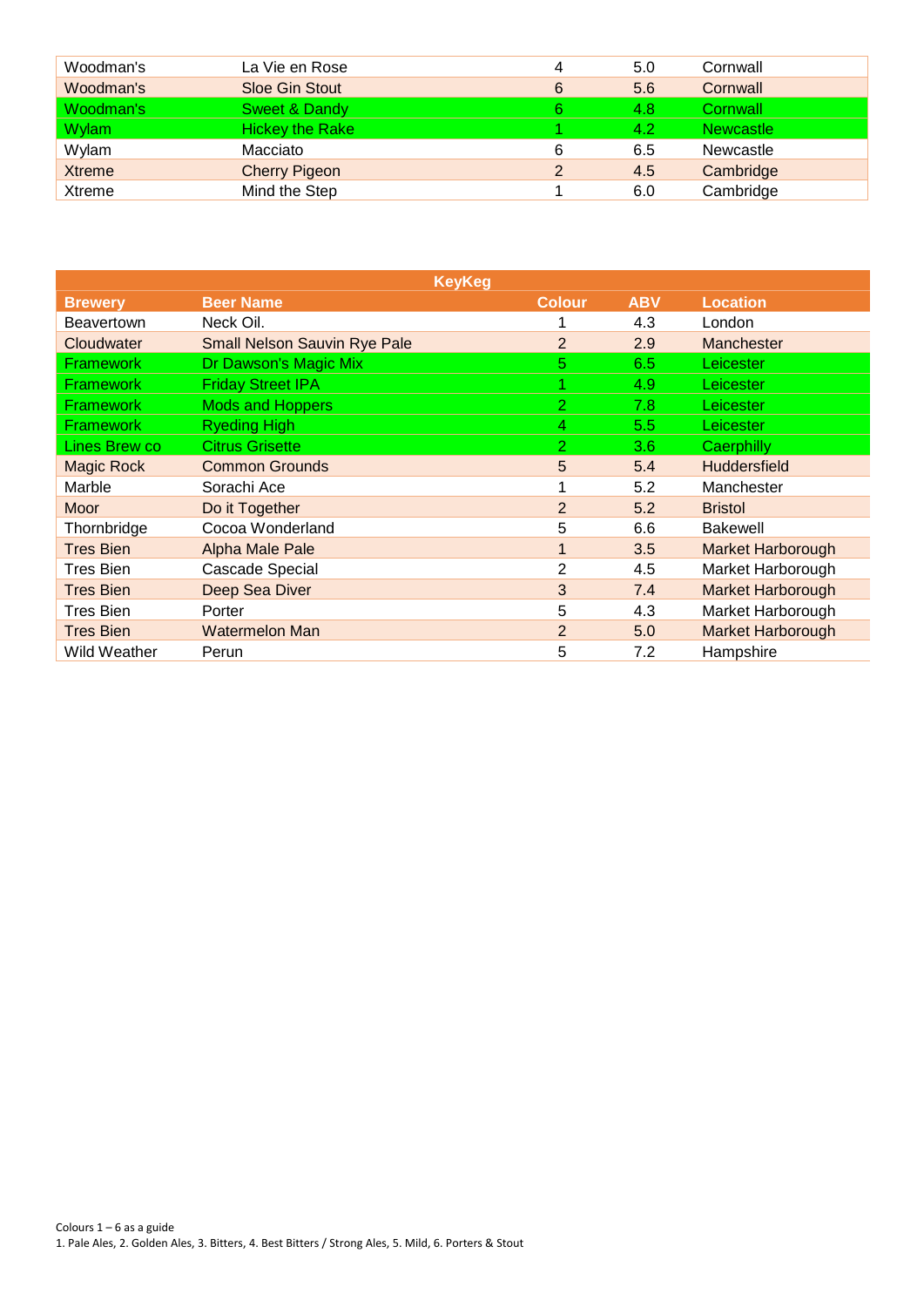| | | | | |
|---|---|---|---|---|
| Woodman's | La Vie en Rose | 4 | 5.0 | Cornwall |
| Woodman's | Sloe Gin Stout | 6 | 5.6 | Cornwall |
| Woodman's | Sweet & Dandy | 6 | 4.8 | Cornwall |
| Wylam | Hickey the Rake | 1 | 4.2 | Newcastle |
| Wylam | Macciato | 6 | 6.5 | Newcastle |
| Xtreme | Cherry Pigeon | 2 | 4.5 | Cambridge |
| Xtreme | Mind the Step | 1 | 6.0 | Cambridge |

| KeyKeg | | | | |
|---|---|---|---|---|
| **Brewery** | **Beer Name** | **Colour** | **ABV** | **Location** |
| Beavertown | Neck Oil. | 1 | 4.3 | London |
| Cloudwater | Small Nelson Sauvin Rye Pale | 2 | 2.9 | Manchester |
| Framework | Dr Dawson's Magic Mix | 5 | 6.5 | Leicester |
| Framework | Friday Street IPA | 1 | 4.9 | Leicester |
| Framework | Mods and Hoppers | 2 | 7.8 | Leicester |
| Framework | Ryeding High | 4 | 5.5 | Leicester |
| Lines Brew co | Citrus Grisette | 2 | 3.6 | Caerphilly |
| Magic Rock | Common Grounds | 5 | 5.4 | Huddersfield |
| Marble | Sorachi Ace | 1 | 5.2 | Manchester |
| Moor | Do it Together | 2 | 5.2 | Bristol |
| Thornbridge | Cocoa Wonderland | 5 | 6.6 | Bakewell |
| Tres Bien | Alpha Male Pale | 1 | 3.5 | Market Harborough |
| Tres Bien | Cascade Special | 2 | 4.5 | Market Harborough |
| Tres Bien | Deep Sea Diver | 3 | 7.4 | Market Harborough |
| Tres Bien | Porter | 5 | 4.3 | Market Harborough |
| Tres Bien | Watermelon Man | 2 | 5.0 | Market Harborough |
| Wild Weather | Perun | 5 | 7.2 | Hampshire |

Colours 1 – 6 as a guide
1. Pale Ales, 2. Golden Ales, 3. Bitters, 4. Best Bitters / Strong Ales, 5. Mild, 6. Porters & Stout